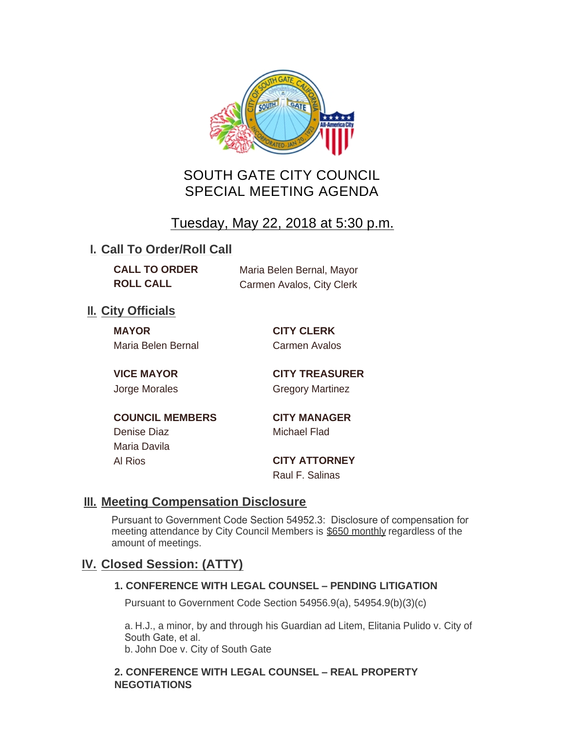# SOUTH GATE CITY COUNCIL
# SPECIAL MEETING AGENDA

Tuesday, May 22, 2018 at 5:30 p.m.

## I. Call To Order/Roll Call

**CALL TO ORDER** Maria Belen Bernal, Mayor
**ROLL CALL** Carmen Avalos, City Clerk

## II. City Officials

**MAYOR**
Maria Belen Bernal

**VICE MAYOR**
Jorge Morales

**COUNCIL MEMBERS**
Denise Diaz
Maria Davila
Al Rios

**CITY CLERK**
Carmen Avalos

**CITY TREASURER**
Gregory Martinez

**CITY MANAGER**
Michael Flad

**CITY ATTORNEY**
Raul F. Salinas

## III. Meeting Compensation Disclosure

Pursuant to Government Code Section 54952.3: Disclosure of compensation for meeting attendance by City Council Members is $650 monthly regardless of the amount of meetings.

## IV. Closed Session: (ATTY)

### 1. CONFERENCE WITH LEGAL COUNSEL – PENDING LITIGATION

Pursuant to Government Code Section 54956.9(a), 54954.9(b)(3)(c)

a. H.J., a minor, by and through his Guardian ad Litem, Elitania Pulido v. City of South Gate, et al.
b. John Doe v. City of South Gate

### 2. CONFERENCE WITH LEGAL COUNSEL – REAL PROPERTY NEGOTIATIONS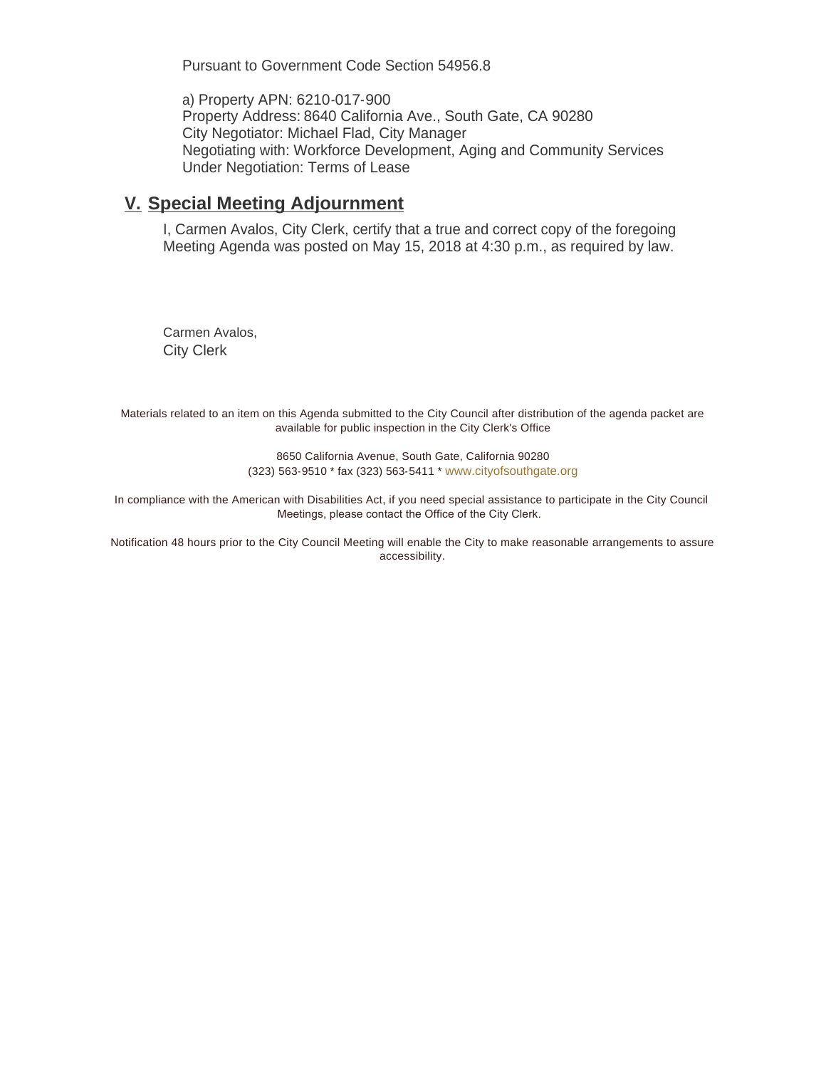Pursuant to Government Code Section 54956.8

a) Property APN: 6210-017-900
Property Address: 8640 California Ave., South Gate, CA 90280
City Negotiator: Michael Flad, City Manager
Negotiating with: Workforce Development, Aging and Community Services
Under Negotiation: Terms of Lease

## V. Special Meeting Adjournment

I, Carmen Avalos, City Clerk, certify that a true and correct copy of the foregoing Meeting Agenda was posted on May 15, 2018 at 4:30 p.m., as required by law.

Carmen Avalos,
City Clerk

Materials related to an item on this Agenda submitted to the City Council after distribution of the agenda packet are available for public inspection in the City Clerk's Office

8650 California Avenue, South Gate, California 90280
(323) 563-9510 * fax (323) 563-5411 * www.cityofsouthgate.org

In compliance with the American with Disabilities Act, if you need special assistance to participate in the City Council Meetings, please contact the Office of the City Clerk.

Notification 48 hours prior to the City Council Meeting will enable the City to make reasonable arrangements to assure accessibility.